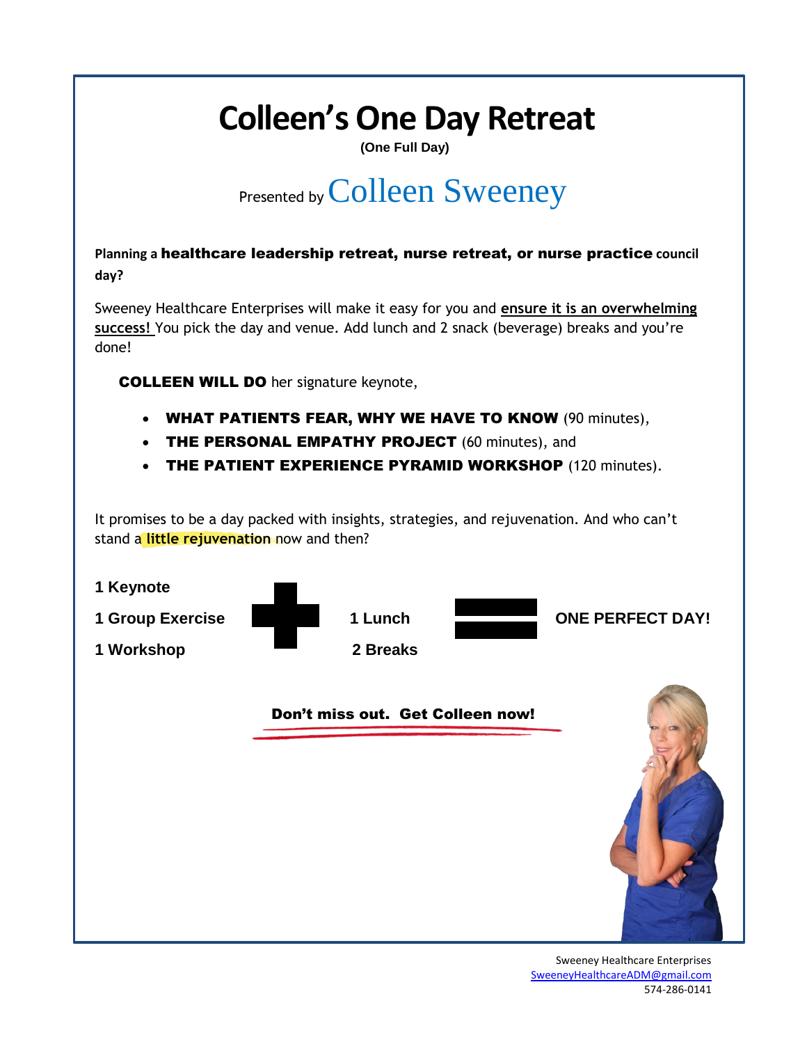# Colleen's One Day Retreat

**(One Full Day)**

Presented by Colleen Sweeney

**Planning a healthcare leadership retreat, nurse retreat, or nurse practice council day?**

Sweeney Healthcare Enterprises will make it easy for you and **ensure it is an overwhelming success!** You pick the day and venue. Add lunch and 2 snack (beverage) breaks and you're done!

**COLLEEN WILL DO** her signature keynote,

- **WHAT PATIENTS FEAR, WHY WE HAVE TO KNOW** (90 minutes),
- **THE PERSONAL EMPATHY PROJECT** (60 minutes), and
- **THE PATIENT EXPERIENCE PYRAMID WORKSHOP** (120 minutes).

It promises to be a day packed with insights, strategies, and rejuvenation. And who can't stand a **little rejuvenation** now and then?

**1 Keynote**
**1 Group Exercise** + **1 Lunch** = **ONE PERFECT DAY!**
**1 Workshop** **2 Breaks**

**Don't miss out. Get Colleen now!**

Sweeney Healthcare Enterprises
SweeneyHealthcareADM@gmail.com
574-286-0141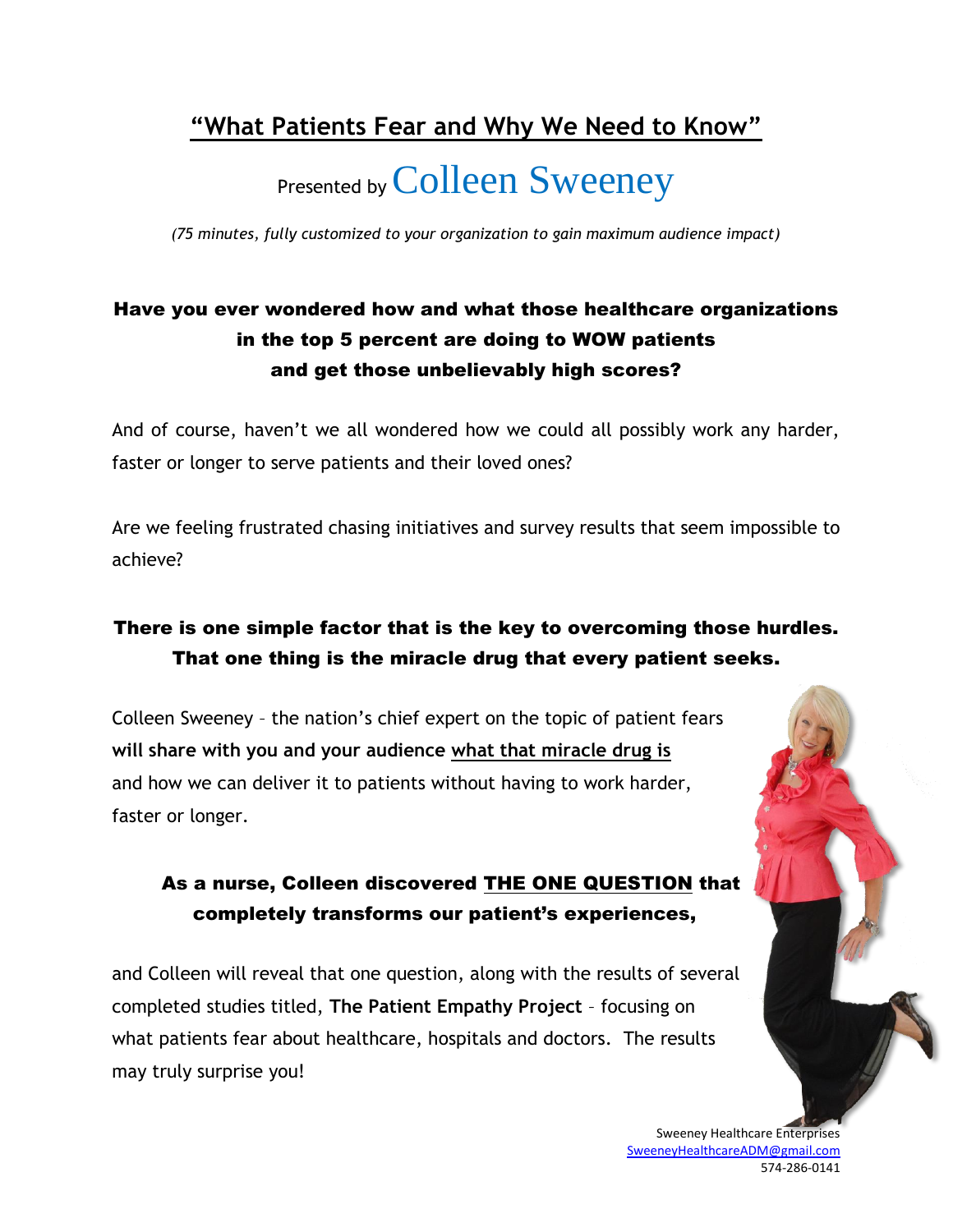# "What Patients Fear and Why We Need to Know"

Presented by Colleen Sweeney

*(75 minutes, fully customized to your organization to gain maximum audience impact)*

## Have you ever wondered how and what those healthcare organizations in the top 5 percent are doing to WOW patients and get those unbelievably high scores?

And of course, haven't we all wondered how we could all possibly work any harder, faster or longer to serve patients and their loved ones?

Are we feeling frustrated chasing initiatives and survey results that seem impossible to achieve?

## There is one simple factor that is the key to overcoming those hurdles. That one thing is the miracle drug that every patient seeks.

Colleen Sweeney – the nation's chief expert on the topic of patient fears **will share with you and your audience what that miracle drug is** and how we can deliver it to patients without having to work harder, faster or longer.

## As a nurse, Colleen discovered THE ONE QUESTION that completely transforms our patient's experiences,

and Colleen will reveal that one question, along with the results of several completed studies titled, **The Patient Empathy Project** – focusing on what patients fear about healthcare, hospitals and doctors. The results may truly surprise you!

Sweeney Healthcare Enterprises
SweeneyHealthcareADM@gmail.com
574-286-0141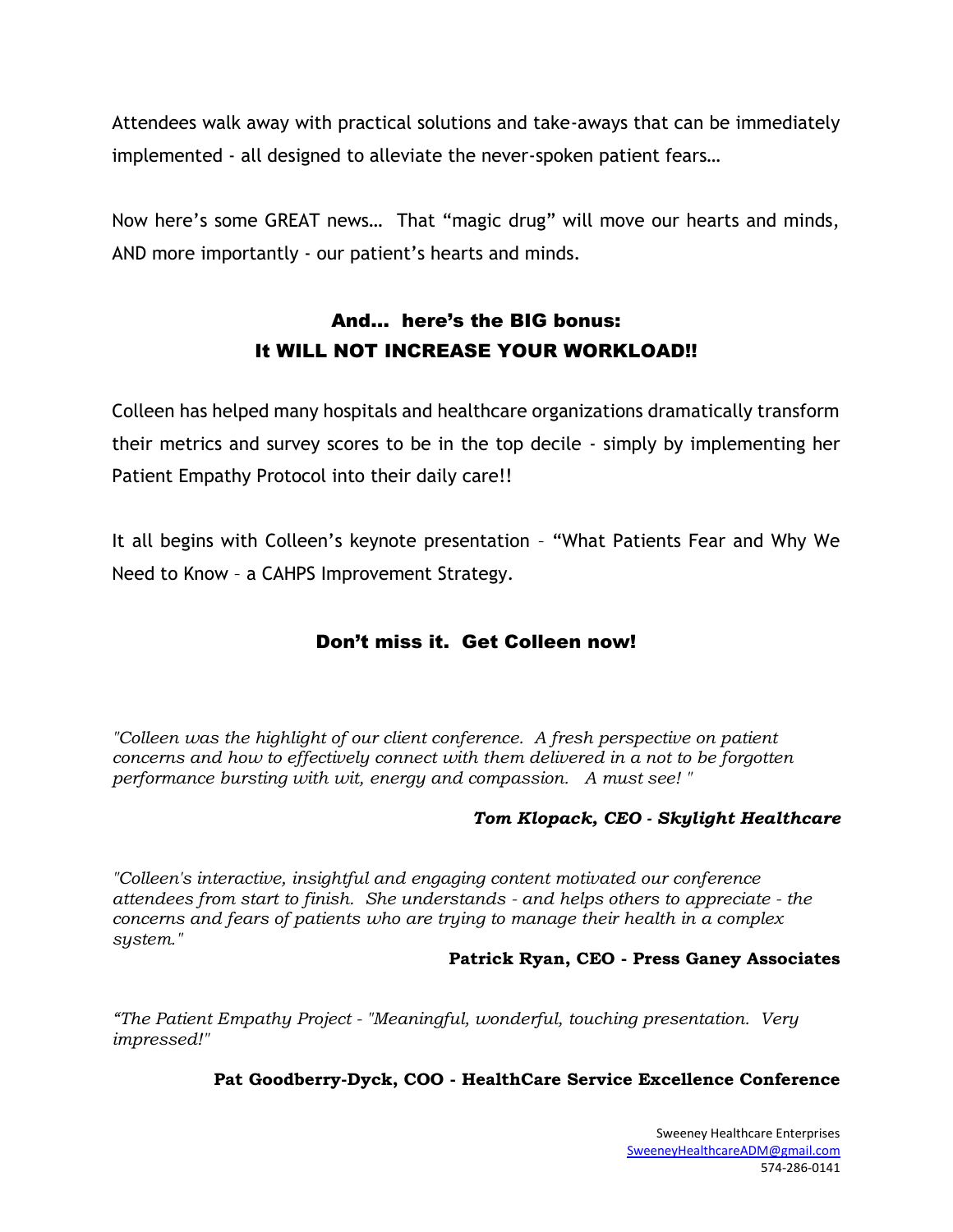Attendees walk away with practical solutions and take-aways that can be immediately implemented - all designed to alleviate the never-spoken patient fears…

Now here's some GREAT news… That "magic drug" will move our hearts and minds, AND more importantly - our patient's hearts and minds.

## And… here's the BIG bonus: It WILL NOT INCREASE YOUR WORKLOAD!!

Colleen has helped many hospitals and healthcare organizations dramatically transform their metrics and survey scores to be in the top decile - simply by implementing her Patient Empathy Protocol into their daily care!!

It all begins with Colleen's keynote presentation – "What Patients Fear and Why We Need to Know – a CAHPS Improvement Strategy.

## Don't miss it. Get Colleen now!

*"Colleen was the highlight of our client conference. A fresh perspective on patient concerns and how to effectively connect with them delivered in a not to be forgotten performance bursting with wit, energy and compassion. A must see! "*

***Tom Klopack, CEO - Skylight Healthcare***

*"Colleen's interactive, insightful and engaging content motivated our conference attendees from start to finish. She understands - and helps others to appreciate - the concerns and fears of patients who are trying to manage their health in a complex system."*

**Patrick Ryan, CEO - Press Ganey Associates**

*"The Patient Empathy Project - "Meaningful, wonderful, touching presentation. Very impressed!"*

**Pat Goodberry-Dyck, COO - HealthCare Service Excellence Conference**

Sweeney Healthcare Enterprises
SweeneyHealthcareADM@gmail.com
574-286-0141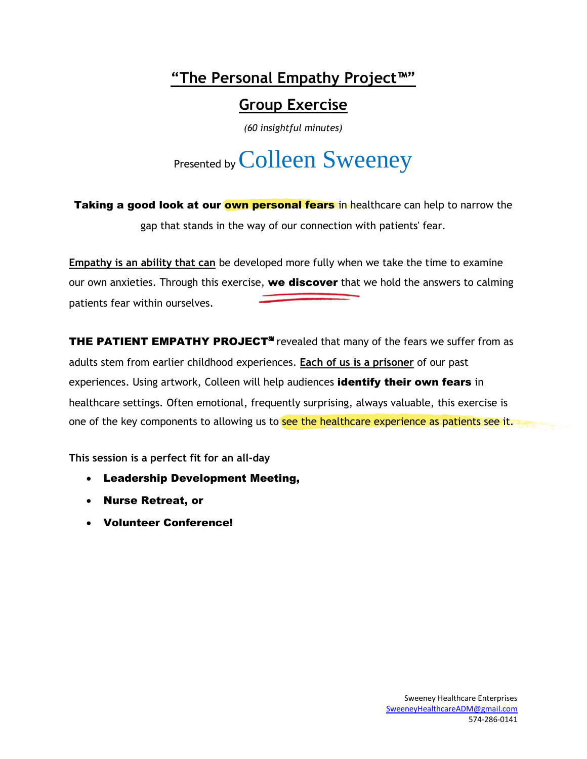# "The Personal Empathy Project™"

## Group Exercise

*(60 insightful minutes)*

Presented by Colleen Sweeney

**Taking a good look at our own personal fears** in healthcare can help to narrow the gap that stands in the way of our connection with patients' fear.

Empathy is an ability that can be developed more fully when we take the time to examine our own anxieties. Through this exercise, **we discover** that we hold the answers to calming patients fear within ourselves.

**THE PATIENT EMPATHY PROJECT℠** revealed that many of the fears we suffer from as adults stem from earlier childhood experiences. Each of us is a prisoner of our past experiences. Using artwork, Colleen will help audiences **identify their own fears** in healthcare settings. Often emotional, frequently surprising, always valuable, this exercise is one of the key components to allowing us to see the healthcare experience as patients see it.

**This session is a perfect fit for an all-day**

- **Leadership Development Meeting,**
- **Nurse Retreat, or**
- **Volunteer Conference!**

Sweeney Healthcare Enterprises
SweeneyHealthcareADM@gmail.com
574-286-0141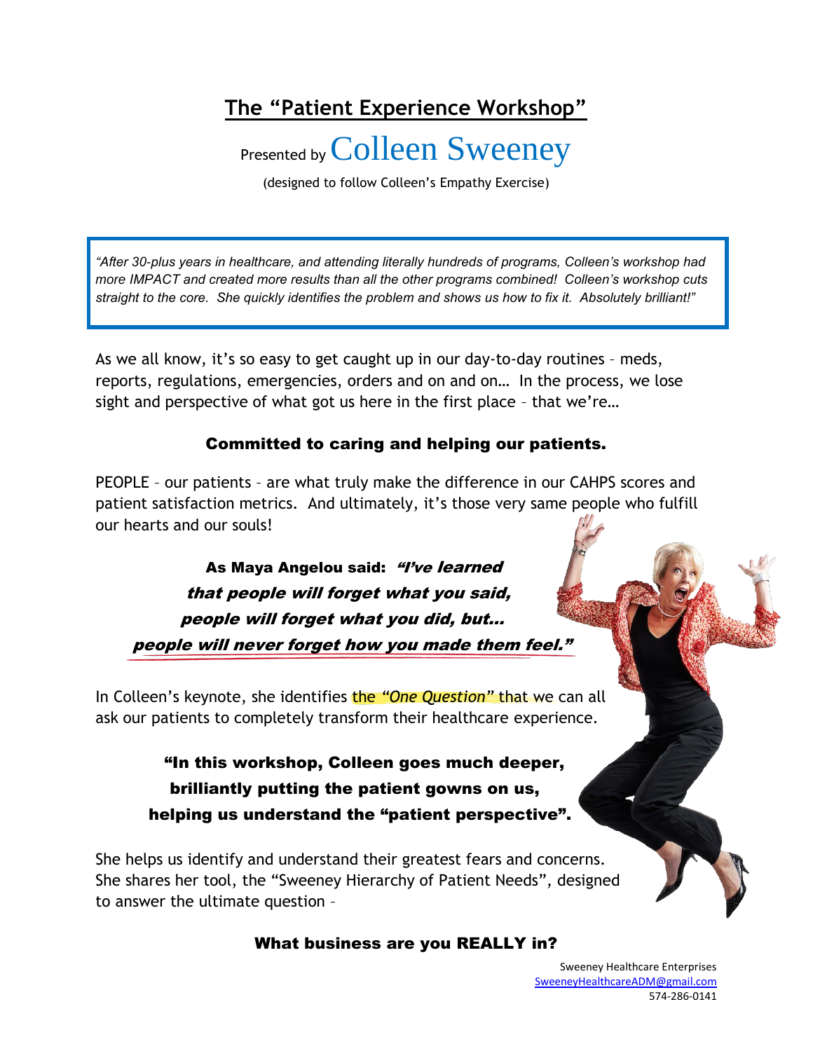# The "Patient Experience Workshop"

Presented by Colleen Sweeney

(designed to follow Colleen's Empathy Exercise)

> *"After 30-plus years in healthcare, and attending literally hundreds of programs, Colleen's workshop had more IMPACT and created more results than all the other programs combined! Colleen's workshop cuts straight to the core. She quickly identifies the problem and shows us how to fix it. Absolutely brilliant!"*

As we all know, it's so easy to get caught up in our day-to-day routines – meds, reports, regulations, emergencies, orders and on and on… In the process, we lose sight and perspective of what got us here in the first place – that we're…

**Committed to caring and helping our patients.**

PEOPLE – our patients – are what truly make the difference in our CAHPS scores and patient satisfaction metrics. And ultimately, it's those very same people who fulfill our hearts and our souls!

**As Maya Angelou said: *"I've learned that people will forget what you said, people will forget what you did, but… people will never forget how you made them feel."***

In Colleen's keynote, she identifies the *"One Question"* that we can all ask our patients to completely transform their healthcare experience.

**"In this workshop, Colleen goes much deeper, brilliantly putting the patient gowns on us, helping us understand the "patient perspective".**

She helps us identify and understand their greatest fears and concerns. She shares her tool, the "Sweeney Hierarchy of Patient Needs", designed to answer the ultimate question –

**What business are you REALLY in?**

Sweeney Healthcare Enterprises
SweeneyHealthcareADM@gmail.com
574-286-0141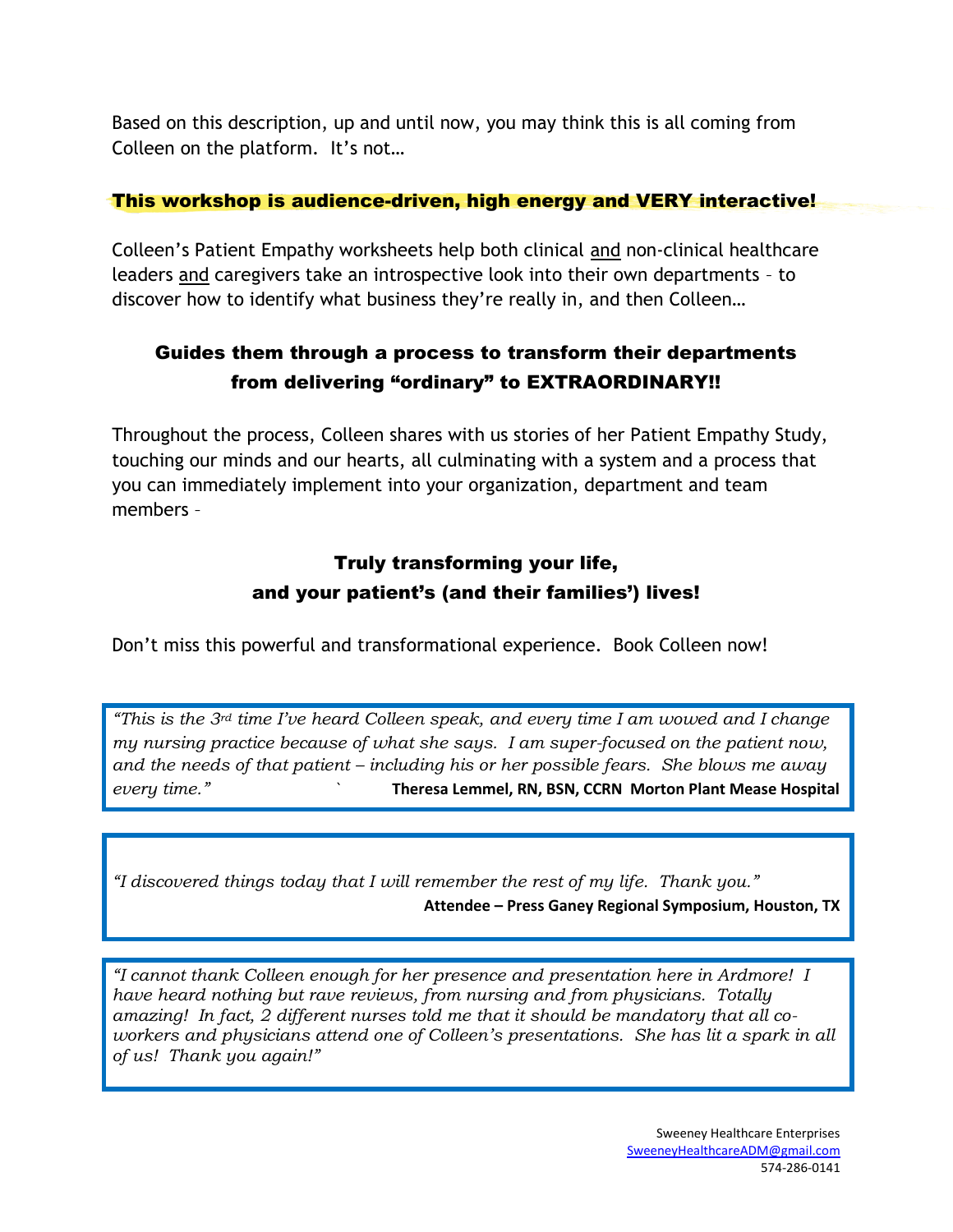Based on this description, up and until now, you may think this is all coming from Colleen on the platform. It's not…

**This workshop is audience-driven, high energy and VERY interactive!**

Colleen's Patient Empathy worksheets help both clinical and non-clinical healthcare leaders and caregivers take an introspective look into their own departments – to discover how to identify what business they're really in, and then Colleen…

### Guides them through a process to transform their departments from delivering "ordinary" to EXTRAORDINARY!!

Throughout the process, Colleen shares with us stories of her Patient Empathy Study, touching our minds and our hearts, all culminating with a system and a process that you can immediately implement into your organization, department and team members –

### Truly transforming your life, and your patient's (and their families') lives!

Don't miss this powerful and transformational experience. Book Colleen now!

> *"This is the 3rd time I've heard Colleen speak, and every time I am wowed and I change my nursing practice because of what she says. I am super-focused on the patient now, and the needs of that patient – including his or her possible fears. She blows me away every time."* **Theresa Lemmel, RN, BSN, CCRN Morton Plant Mease Hospital**

> *"I discovered things today that I will remember the rest of my life. Thank you."*
> **Attendee – Press Ganey Regional Symposium, Houston, TX**

> *"I cannot thank Colleen enough for her presence and presentation here in Ardmore! I have heard nothing but rave reviews, from nursing and from physicians. Totally amazing! In fact, 2 different nurses told me that it should be mandatory that all co-workers and physicians attend one of Colleen's presentations. She has lit a spark in all of us! Thank you again!"*

Sweeney Healthcare Enterprises
SweeneyHealthcareADM@gmail.com
574-286-0141